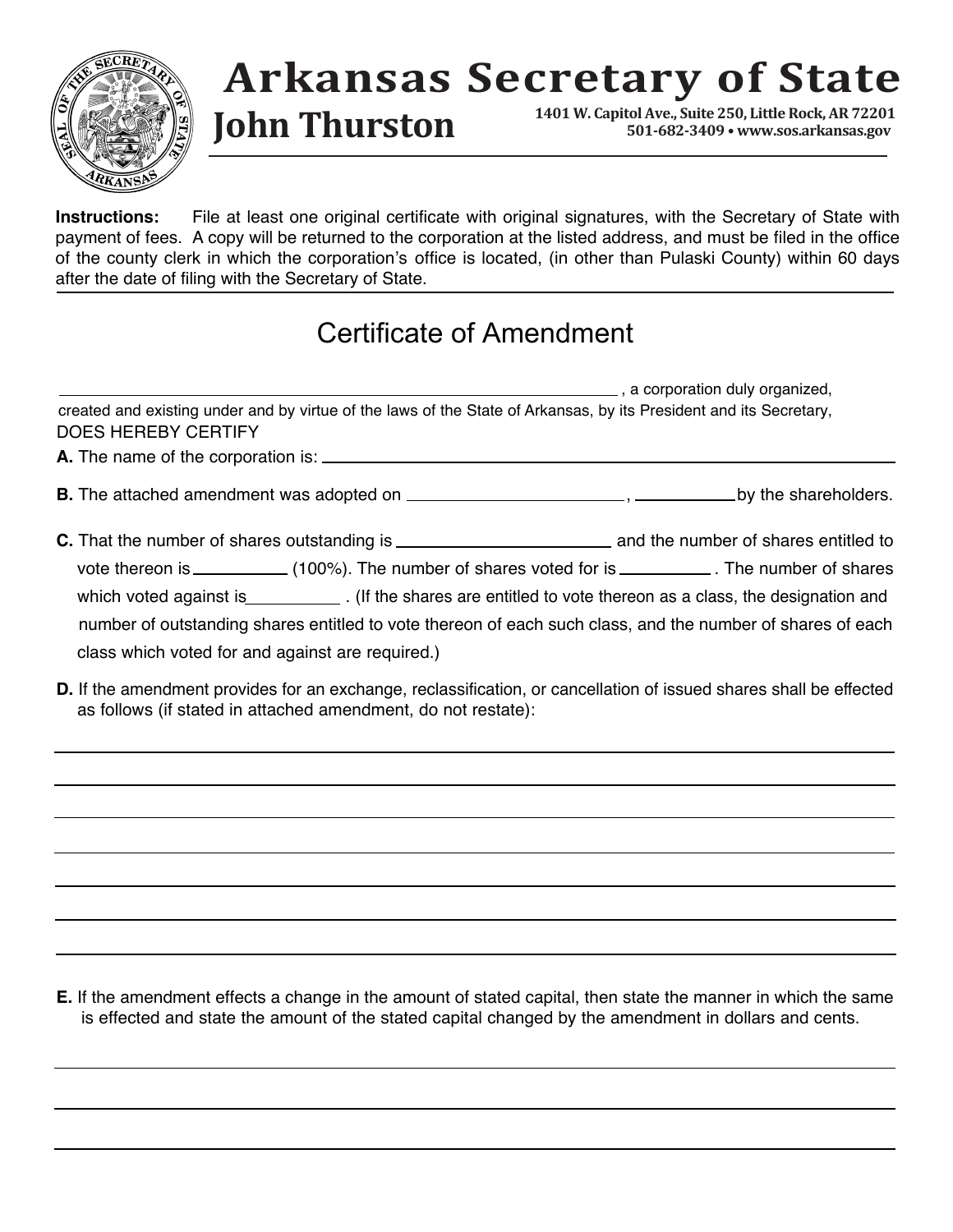# Arkansas Secretary of State

## John Thurston

1401 W. Capitol Ave., Suite 250, Little Rock, AR 72201
501-682-3409 • www.sos.arkansas.gov

**Instructions:** File at least one original certificate with original signatures, with the Secretary of State with payment of fees. A copy will be returned to the corporation at the listed address, and must be filed in the office of the county clerk in which the corporation's office is located, (in other than Pulaski County) within 60 days after the date of filing with the Secretary of State.

## Certificate of Amendment

______________________________, a corporation duly organized, created and existing under and by virtue of the laws of the State of Arkansas, by its President and its Secretary, DOES HEREBY CERTIFY

**A.** The name of the corporation is: ______________________________

**B.** The attached amendment was adopted on ______________, ________ by the shareholders.

**C.** That the number of shares outstanding is ______________ and the number of shares entitled to vote thereon is __________ (100%). The number of shares voted for is __________. The number of shares which voted against is __________. (If the shares are entitled to vote thereon as a class, the designation and number of outstanding shares entitled to vote thereon of each such class, and the number of shares of each class which voted for and against are required.)

**D.** If the amendment provides for an exchange, reclassification, or cancellation of issued shares shall be effected as follows (if stated in attached amendment, do not restate):

______________________________

______________________________

______________________________

______________________________

______________________________

______________________________

______________________________

**E.** If the amendment effects a change in the amount of stated capital, then state the manner in which the same is effected and state the amount of the stated capital changed by the amendment in dollars and cents.

______________________________

______________________________

______________________________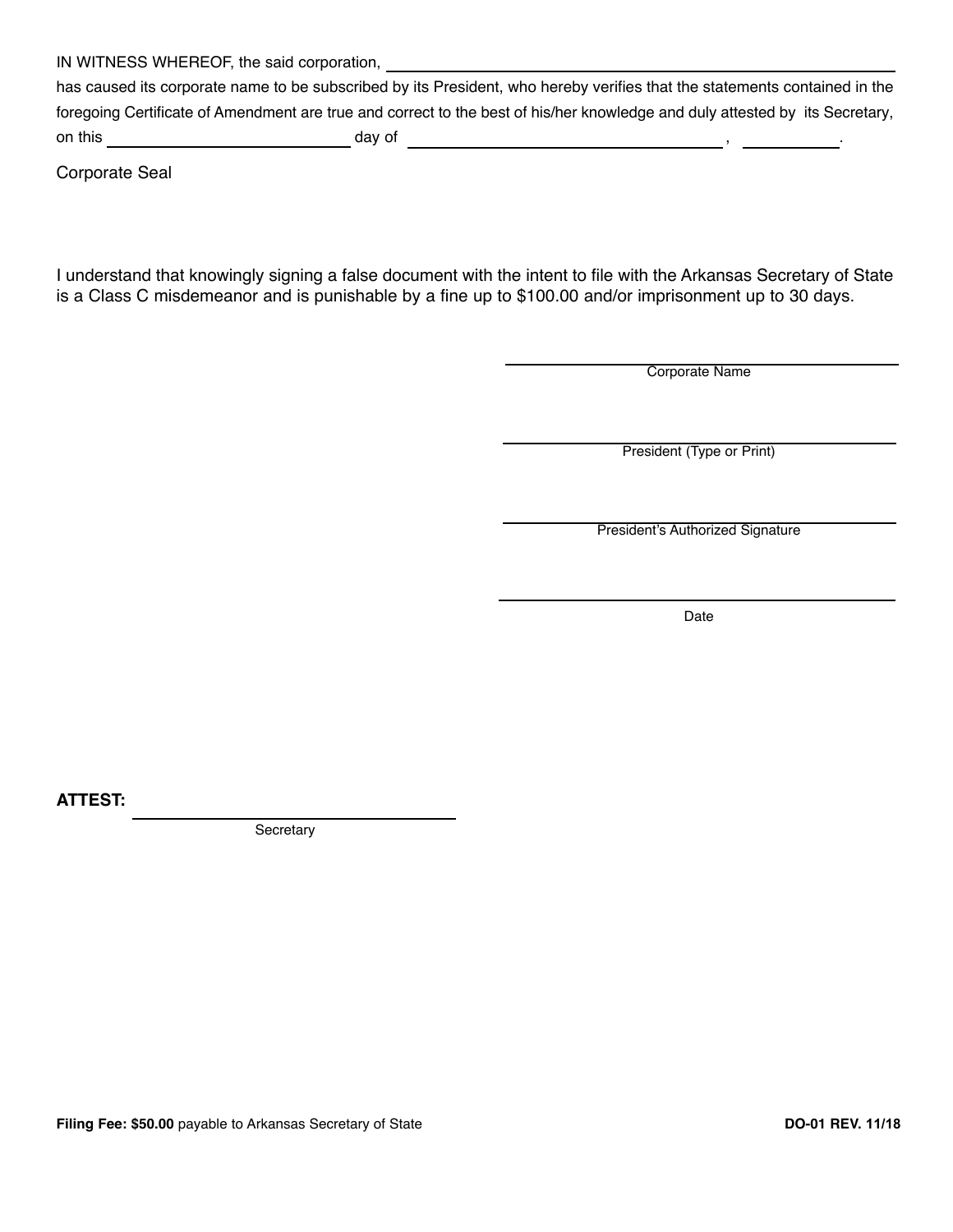IN WITNESS WHEREOF, the said corporation, ______________________________________________

has caused its corporate name to be subscribed by its President, who hereby verifies that the statements contained in the foregoing Certificate of Amendment are true and correct to the best of his/her knowledge and duly attested by its Secretary, on this ____________________ day of ______________________________ , ________.

Corporate Seal

I understand that knowingly signing a false document with the intent to file with the Arkansas Secretary of State is a Class C misdemeanor and is punishable by a fine up to $100.00 and/or imprisonment up to 30 days.

______________________________
Corporate Name

______________________________
President (Type or Print)

______________________________
President's Authorized Signature

______________________________
Date

**ATTEST:** ______________________________
Secretary

**Filing Fee: $50.00** payable to Arkansas Secretary of State

**DO-01 REV. 11/18**